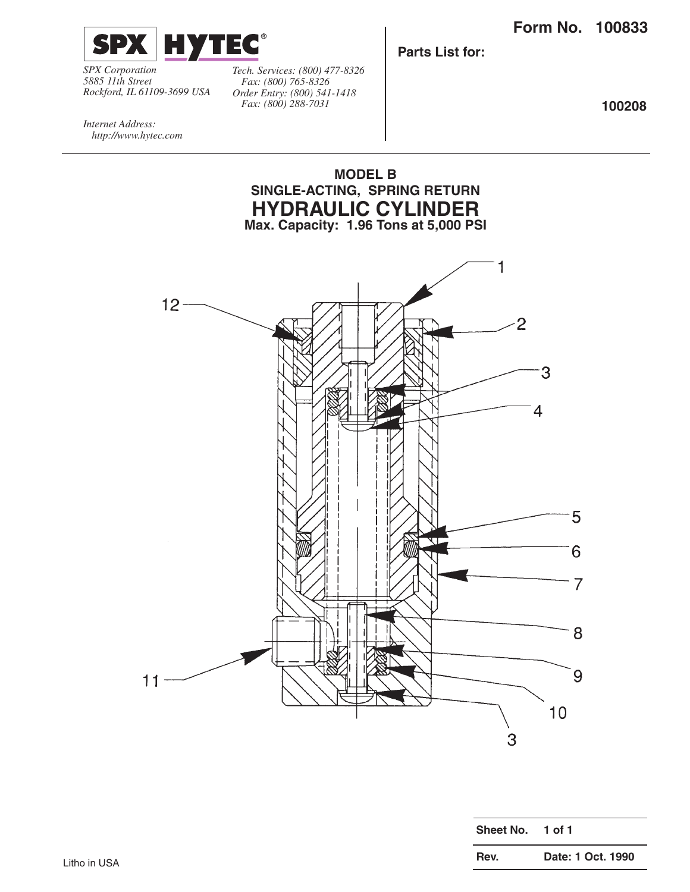SPX HYTEC®

*SPX Corporation*
*5885 11th Street*
*Rockford, IL 61109-3699 USA*

*Tech. Services: (800) 477-8326*
*Fax: (800) 765-8326*
*Order Entry: (800) 541-1418*
*Fax: (800) 288-7031*

*Internet Address:*
*http://www.hytec.com*

**Form No. 100833**

**Parts List for:**

**100208**

## MODEL B
## SINGLE-ACTING, SPRING RETURN
# HYDRAULIC CYLINDER
**Max. Capacity: 1.96 Tons at 5,000 PSI**

1
12
2
3
4
5
6
7
8
9
11
10
3

| | |
|---|---|
| **Sheet No.** | **1 of 1** |
| **Rev.** | **Date: 1 Oct. 1990** |

Litho in USA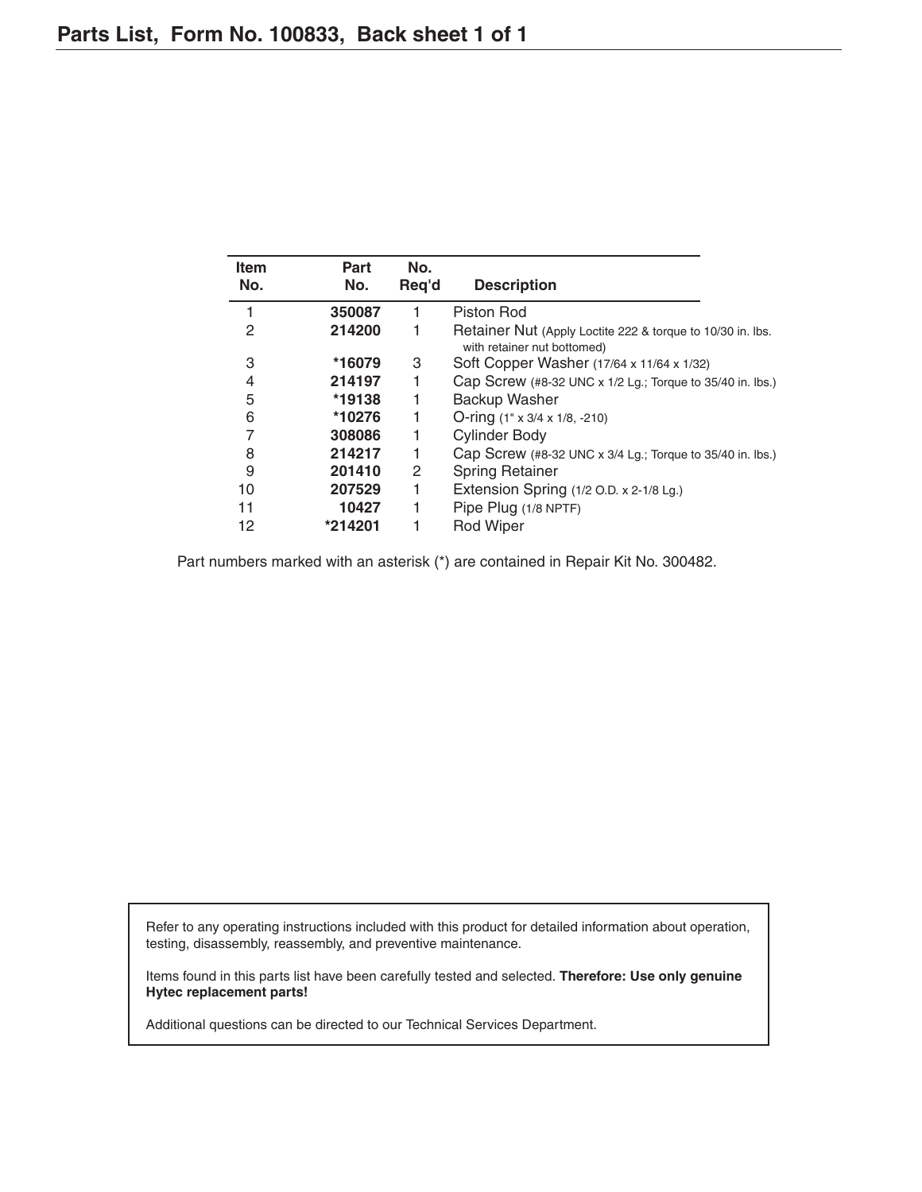# Parts List, Form No. 100833, Back sheet 1 of 1

| Item No. | Part No. | No. Req'd | Description |
|---|---|---|---|
| 1 | **350087** | 1 | Piston Rod |
| 2 | **214200** | 1 | Retainer Nut (Apply Loctite 222 & torque to 10/30 in. lbs. with retainer nut bottomed) |
| 3 | ***16079** | 3 | Soft Copper Washer (17/64 x 11/64 x 1/32) |
| 4 | **214197** | 1 | Cap Screw (#8-32 UNC x 1/2 Lg.; Torque to 35/40 in. lbs.) |
| 5 | ***19138** | 1 | Backup Washer |
| 6 | ***10276** | 1 | O-ring (1" x 3/4 x 1/8, -210) |
| 7 | **308086** | 1 | Cylinder Body |
| 8 | **214217** | 1 | Cap Screw (#8-32 UNC x 3/4 Lg.; Torque to 35/40 in. lbs.) |
| 9 | **201410** | 2 | Spring Retainer |
| 10 | **207529** | 1 | Extension Spring (1/2 O.D. x 2-1/8 Lg.) |
| 11 | **10427** | 1 | Pipe Plug (1/8 NPTF) |
| 12 | ***214201** | 1 | Rod Wiper |

Part numbers marked with an asterisk (*) are contained in Repair Kit No. 300482.

Refer to any operating instructions included with this product for detailed information about operation, testing, disassembly, reassembly, and preventive maintenance.

Items found in this parts list have been carefully tested and selected. **Therefore: Use only genuine Hytec replacement parts!**

Additional questions can be directed to our Technical Services Department.